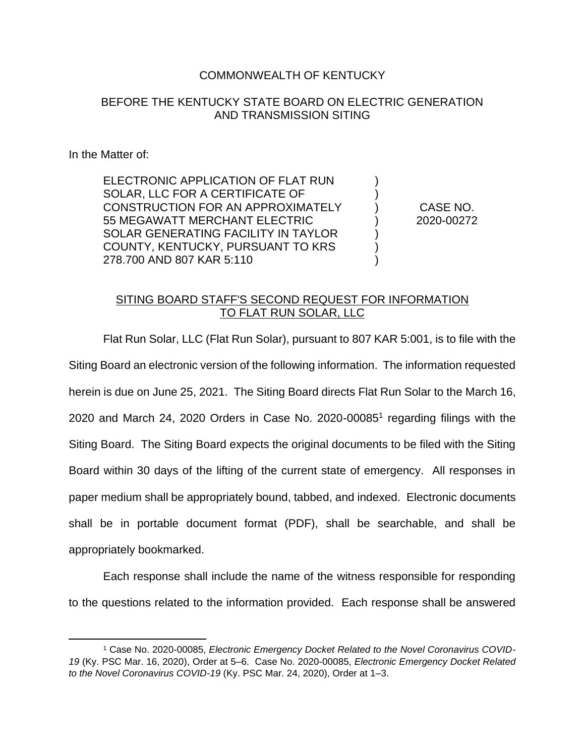COMMONWEALTH OF KENTUCKY

BEFORE THE KENTUCKY STATE BOARD ON ELECTRIC GENERATION AND TRANSMISSION SITING

In the Matter of:

| | | |
|---|---|---|
| ELECTRONIC APPLICATION OF FLAT RUN SOLAR, LLC FOR A CERTIFICATE OF CONSTRUCTION FOR AN APPROXIMATELY 55 MEGAWATT MERCHANT ELECTRIC SOLAR GENERATING FACILITY IN TAYLOR COUNTY, KENTUCKY, PURSUANT TO KRS 278.700 AND 807 KAR 5:110 | ) ) ) ) ) ) ) | CASE NO. 2020-00272 |

SITING BOARD STAFF'S SECOND REQUEST FOR INFORMATION TO FLAT RUN SOLAR, LLC

Flat Run Solar, LLC (Flat Run Solar), pursuant to 807 KAR 5:001, is to file with the Siting Board an electronic version of the following information. The information requested herein is due on June 25, 2021. The Siting Board directs Flat Run Solar to the March 16, 2020 and March 24, 2020 Orders in Case No. 2020-00085[1] regarding filings with the Siting Board. The Siting Board expects the original documents to be filed with the Siting Board within 30 days of the lifting of the current state of emergency. All responses in paper medium shall be appropriately bound, tabbed, and indexed. Electronic documents shall be in portable document format (PDF), shall be searchable, and shall be appropriately bookmarked.

Each response shall include the name of the witness responsible for responding to the questions related to the information provided. Each response shall be answered

[1] Case No. 2020-00085, *Electronic Emergency Docket Related to the Novel Coronavirus COVID-19* (Ky. PSC Mar. 16, 2020), Order at 5–6. Case No. 2020-00085, *Electronic Emergency Docket Related to the Novel Coronavirus COVID-19* (Ky. PSC Mar. 24, 2020), Order at 1–3.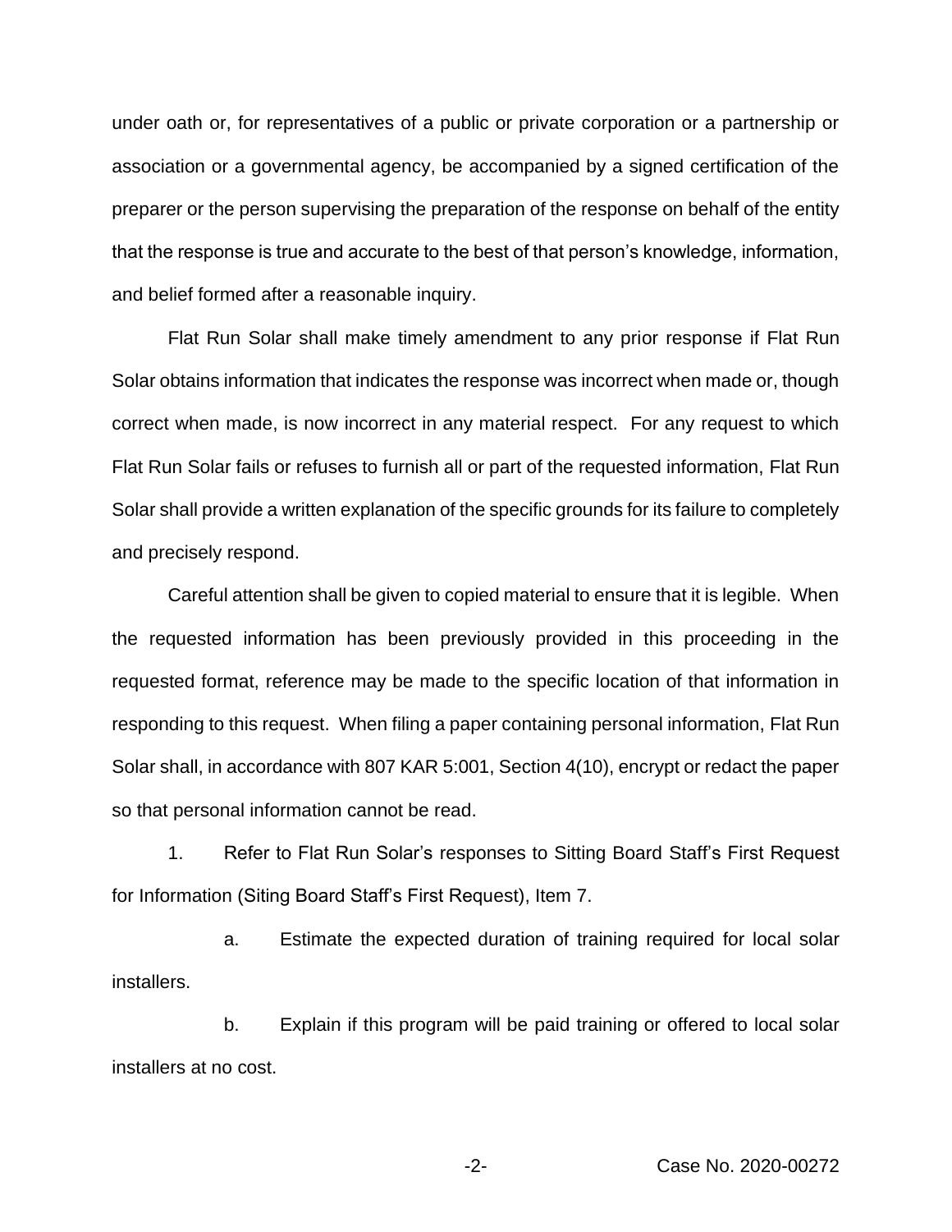under oath or, for representatives of a public or private corporation or a partnership or association or a governmental agency, be accompanied by a signed certification of the preparer or the person supervising the preparation of the response on behalf of the entity that the response is true and accurate to the best of that person's knowledge, information, and belief formed after a reasonable inquiry.

Flat Run Solar shall make timely amendment to any prior response if Flat Run Solar obtains information that indicates the response was incorrect when made or, though correct when made, is now incorrect in any material respect. For any request to which Flat Run Solar fails or refuses to furnish all or part of the requested information, Flat Run Solar shall provide a written explanation of the specific grounds for its failure to completely and precisely respond.

Careful attention shall be given to copied material to ensure that it is legible. When the requested information has been previously provided in this proceeding in the requested format, reference may be made to the specific location of that information in responding to this request. When filing a paper containing personal information, Flat Run Solar shall, in accordance with 807 KAR 5:001, Section 4(10), encrypt or redact the paper so that personal information cannot be read.

1. Refer to Flat Run Solar's responses to Sitting Board Staff's First Request for Information (Siting Board Staff's First Request), Item 7.

   a. Estimate the expected duration of training required for local solar installers.

   b. Explain if this program will be paid training or offered to local solar installers at no cost.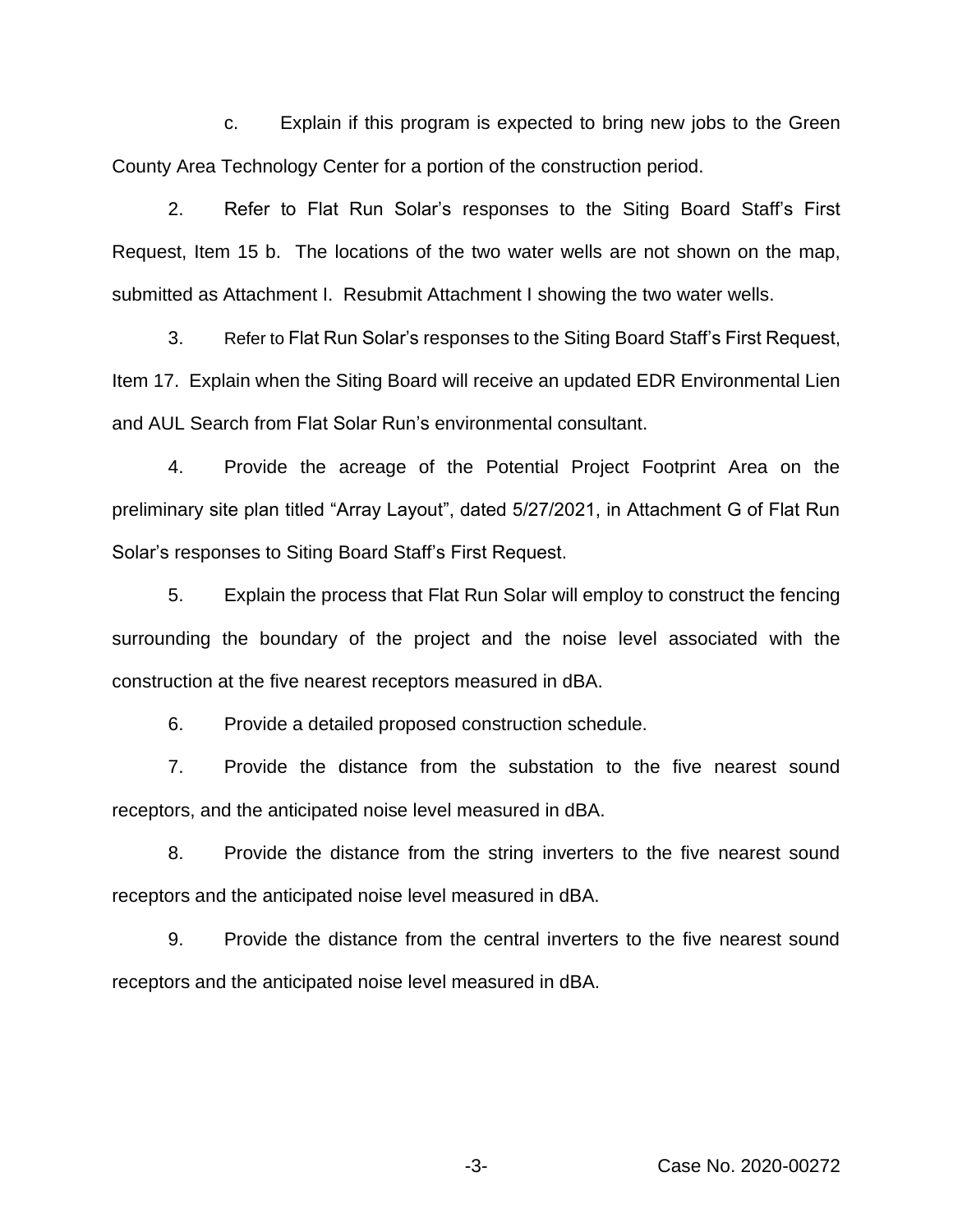c. Explain if this program is expected to bring new jobs to the Green County Area Technology Center for a portion of the construction period.

2. Refer to Flat Run Solar's responses to the Siting Board Staff's First Request, Item 15 b. The locations of the two water wells are not shown on the map, submitted as Attachment I. Resubmit Attachment I showing the two water wells.

3. Refer to Flat Run Solar's responses to the Siting Board Staff's First Request, Item 17. Explain when the Siting Board will receive an updated EDR Environmental Lien and AUL Search from Flat Solar Run's environmental consultant.

4. Provide the acreage of the Potential Project Footprint Area on the preliminary site plan titled "Array Layout", dated 5/27/2021, in Attachment G of Flat Run Solar's responses to Siting Board Staff's First Request.

5. Explain the process that Flat Run Solar will employ to construct the fencing surrounding the boundary of the project and the noise level associated with the construction at the five nearest receptors measured in dBA.

6. Provide a detailed proposed construction schedule.

7. Provide the distance from the substation to the five nearest sound receptors, and the anticipated noise level measured in dBA.

8. Provide the distance from the string inverters to the five nearest sound receptors and the anticipated noise level measured in dBA.

9. Provide the distance from the central inverters to the five nearest sound receptors and the anticipated noise level measured in dBA.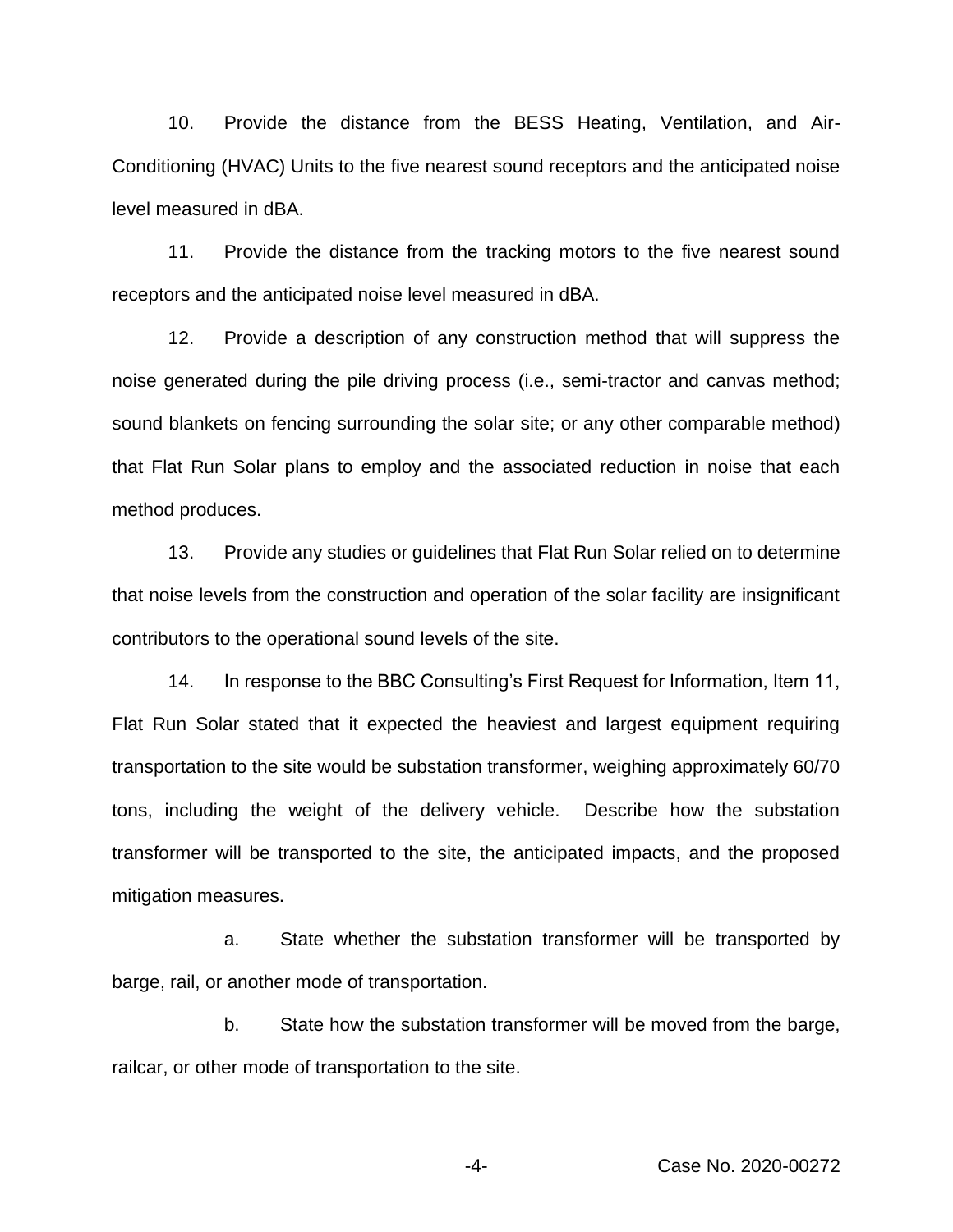10. Provide the distance from the BESS Heating, Ventilation, and Air-Conditioning (HVAC) Units to the five nearest sound receptors and the anticipated noise level measured in dBA.

11. Provide the distance from the tracking motors to the five nearest sound receptors and the anticipated noise level measured in dBA.

12. Provide a description of any construction method that will suppress the noise generated during the pile driving process (i.e., semi-tractor and canvas method; sound blankets on fencing surrounding the solar site; or any other comparable method) that Flat Run Solar plans to employ and the associated reduction in noise that each method produces.

13. Provide any studies or guidelines that Flat Run Solar relied on to determine that noise levels from the construction and operation of the solar facility are insignificant contributors to the operational sound levels of the site.

14. In response to the BBC Consulting's First Request for Information, Item 11, Flat Run Solar stated that it expected the heaviest and largest equipment requiring transportation to the site would be substation transformer, weighing approximately 60/70 tons, including the weight of the delivery vehicle. Describe how the substation transformer will be transported to the site, the anticipated impacts, and the proposed mitigation measures.

a. State whether the substation transformer will be transported by barge, rail, or another mode of transportation.

b. State how the substation transformer will be moved from the barge, railcar, or other mode of transportation to the site.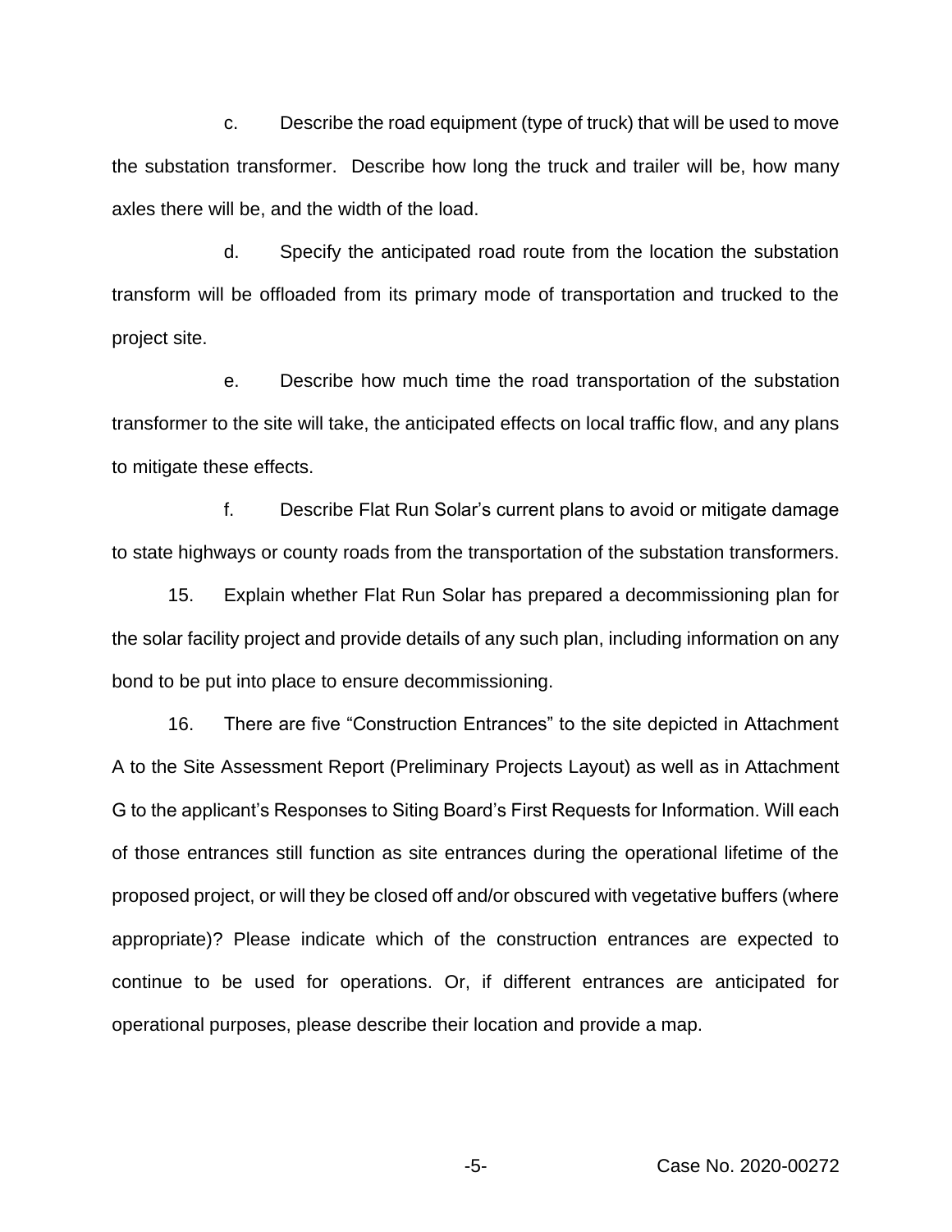c. Describe the road equipment (type of truck) that will be used to move the substation transformer. Describe how long the truck and trailer will be, how many axles there will be, and the width of the load.

d. Specify the anticipated road route from the location the substation transform will be offloaded from its primary mode of transportation and trucked to the project site.

e. Describe how much time the road transportation of the substation transformer to the site will take, the anticipated effects on local traffic flow, and any plans to mitigate these effects.

f. Describe Flat Run Solar's current plans to avoid or mitigate damage to state highways or county roads from the transportation of the substation transformers.

15. Explain whether Flat Run Solar has prepared a decommissioning plan for the solar facility project and provide details of any such plan, including information on any bond to be put into place to ensure decommissioning.

16. There are five "Construction Entrances" to the site depicted in Attachment A to the Site Assessment Report (Preliminary Projects Layout) as well as in Attachment G to the applicant's Responses to Siting Board's First Requests for Information. Will each of those entrances still function as site entrances during the operational lifetime of the proposed project, or will they be closed off and/or obscured with vegetative buffers (where appropriate)? Please indicate which of the construction entrances are expected to continue to be used for operations. Or, if different entrances are anticipated for operational purposes, please describe their location and provide a map.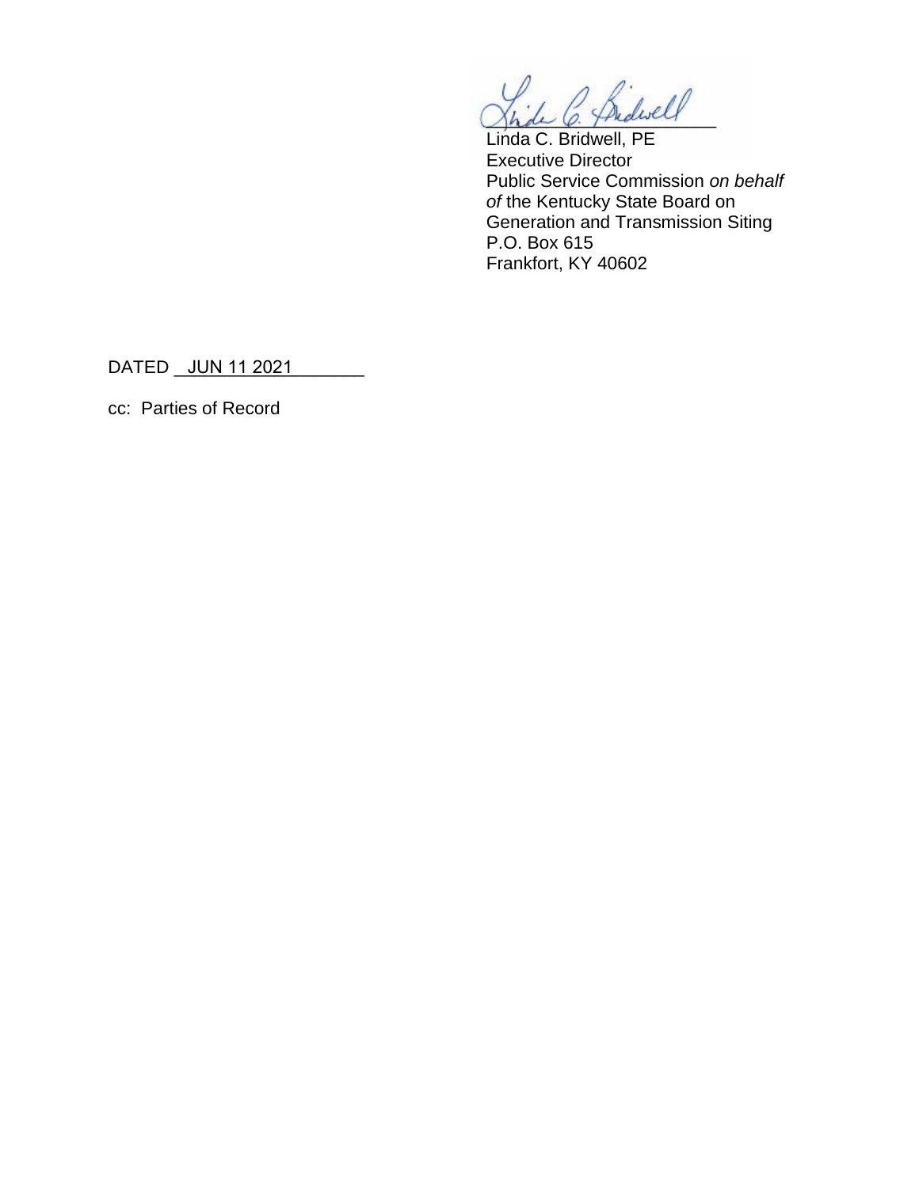Linda C. Bridwell, PE
Executive Director
Public Service Commission *on behalf of* the Kentucky State Board on Generation and Transmission Siting
P.O. Box 615
Frankfort, KY 40602

DATED JUN 11 2021

cc: Parties of Record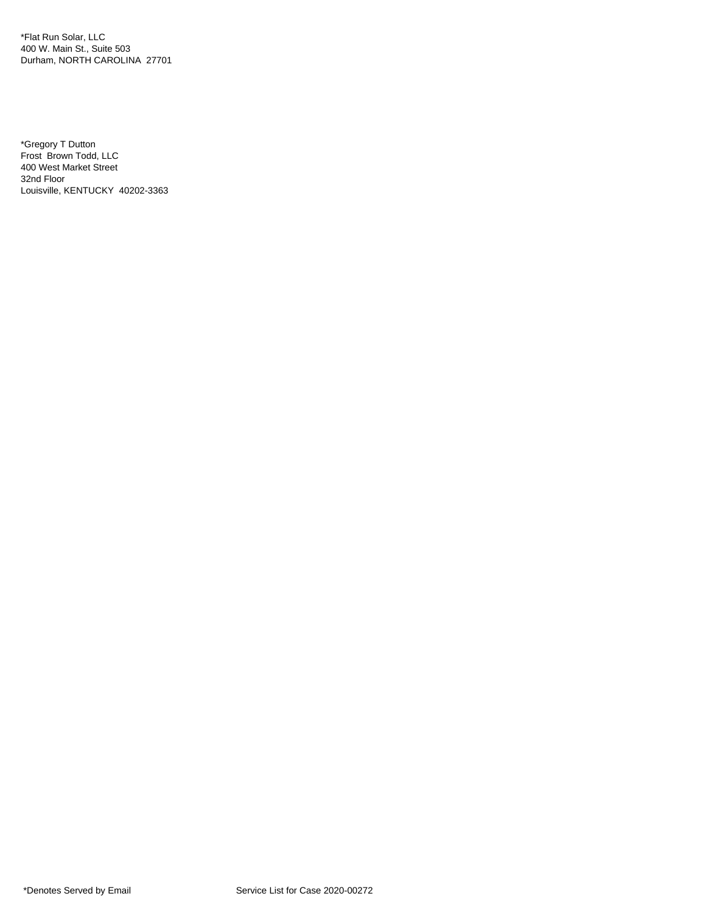*Flat Run Solar, LLC
400 W. Main St., Suite 503
Durham, NORTH CAROLINA  27701

*Gregory T Dutton
Frost  Brown Todd, LLC
400 West Market Street
32nd Floor
Louisville, KENTUCKY  40202-3363